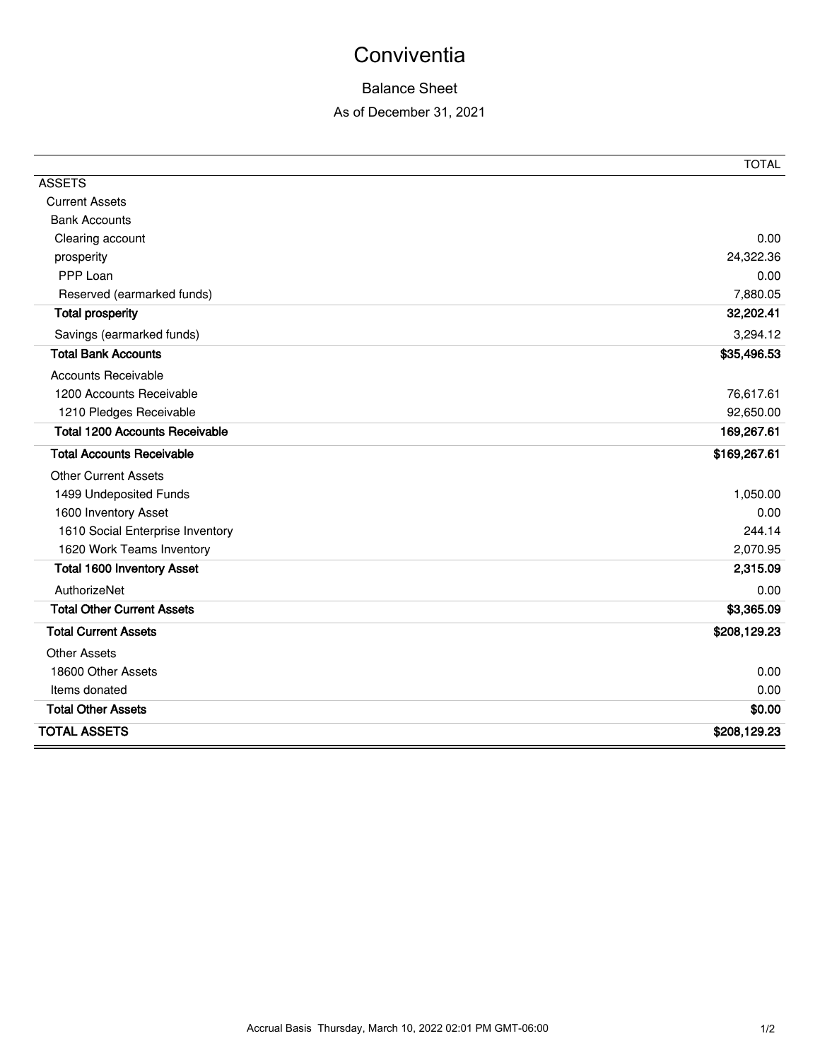# Conviventia

## Balance Sheet

As of December 31, 2021

| | TOTAL |
|---|---|
| ASSETS | |
| Current Assets | |
| Bank Accounts | |
| Clearing account | 0.00 |
| prosperity | 24,322.36 |
| PPP Loan | 0.00 |
| Reserved (earmarked funds) | 7,880.05 |
| **Total prosperity** | **32,202.41** |
| Savings (earmarked funds) | 3,294.12 |
| **Total Bank Accounts** | **$35,496.53** |
| Accounts Receivable | |
| 1200 Accounts Receivable | 76,617.61 |
| 1210 Pledges Receivable | 92,650.00 |
| **Total 1200 Accounts Receivable** | **169,267.61** |
| **Total Accounts Receivable** | **$169,267.61** |
| Other Current Assets | |
| 1499 Undeposited Funds | 1,050.00 |
| 1600 Inventory Asset | 0.00 |
| 1610 Social Enterprise Inventory | 244.14 |
| 1620 Work Teams Inventory | 2,070.95 |
| **Total 1600 Inventory Asset** | **2,315.09** |
| AuthorizeNet | 0.00 |
| **Total Other Current Assets** | **$3,365.09** |
| **Total Current Assets** | **$208,129.23** |
| Other Assets | |
| 18600 Other Assets | 0.00 |
| Items donated | 0.00 |
| **Total Other Assets** | **$0.00** |
| **TOTAL ASSETS** | **$208,129.23** |

Accrual Basis Thursday, March 10, 2022 02:01 PM GMT-06:00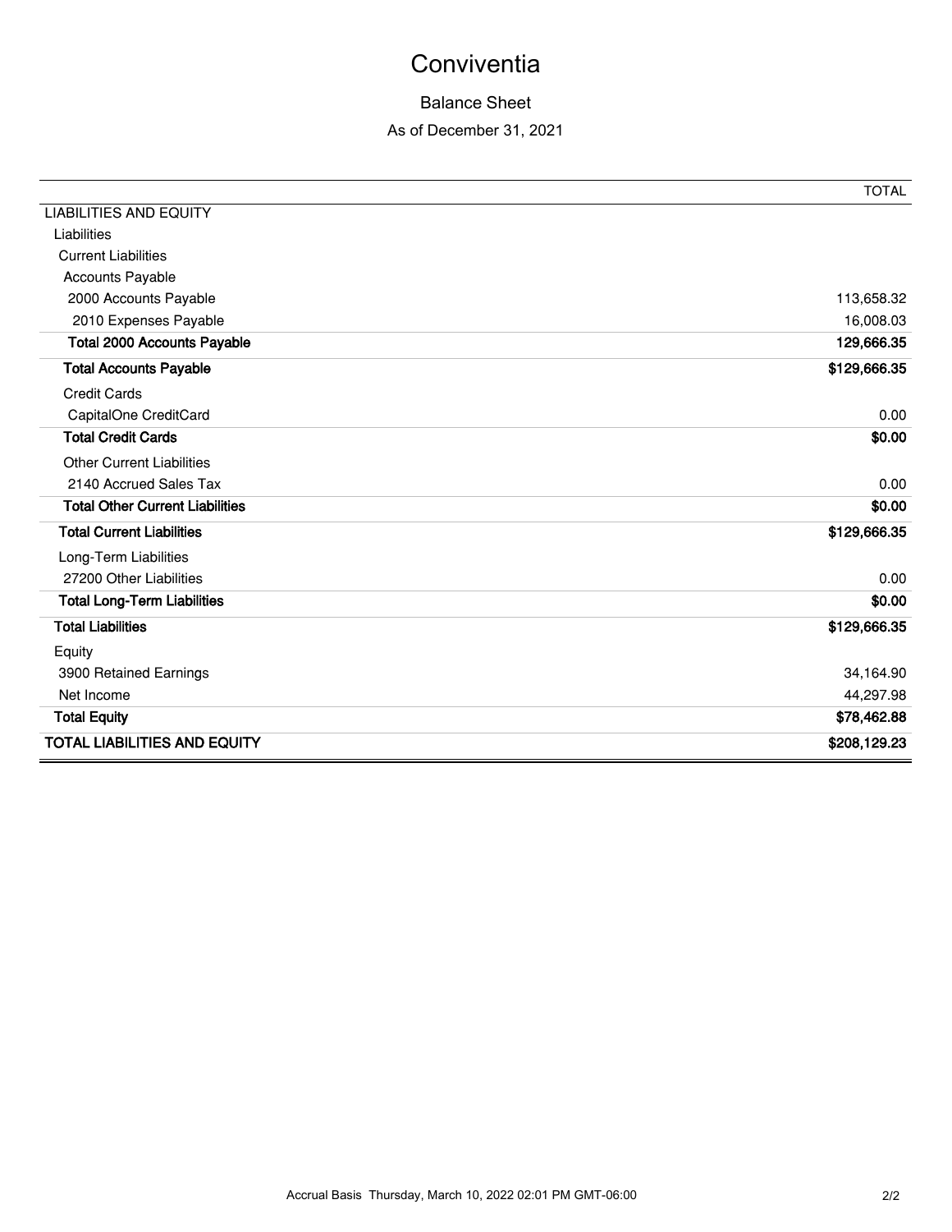# Conviventia

## Balance Sheet

### As of December 31, 2021

| | TOTAL |
|---|---|
| LIABILITIES AND EQUITY | |
| Liabilities | |
| Current Liabilities | |
| Accounts Payable | |
| 2000 Accounts Payable | 113,658.32 |
| 2010 Expenses Payable | 16,008.03 |
| **Total 2000 Accounts Payable** | **129,666.35** |
| **Total Accounts Payable** | **$129,666.35** |
| Credit Cards | |
| CapitalOne CreditCard | 0.00 |
| **Total Credit Cards** | **$0.00** |
| Other Current Liabilities | |
| 2140 Accrued Sales Tax | 0.00 |
| **Total Other Current Liabilities** | **$0.00** |
| **Total Current Liabilities** | **$129,666.35** |
| Long-Term Liabilities | |
| 27200 Other Liabilities | 0.00 |
| **Total Long-Term Liabilities** | **$0.00** |
| **Total Liabilities** | **$129,666.35** |
| Equity | |
| 3900 Retained Earnings | 34,164.90 |
| Net Income | 44,297.98 |
| **Total Equity** | **$78,462.88** |
| **TOTAL LIABILITIES AND EQUITY** | **$208,129.23** |

Accrual Basis Thursday, March 10, 2022 02:01 PM GMT-06:00